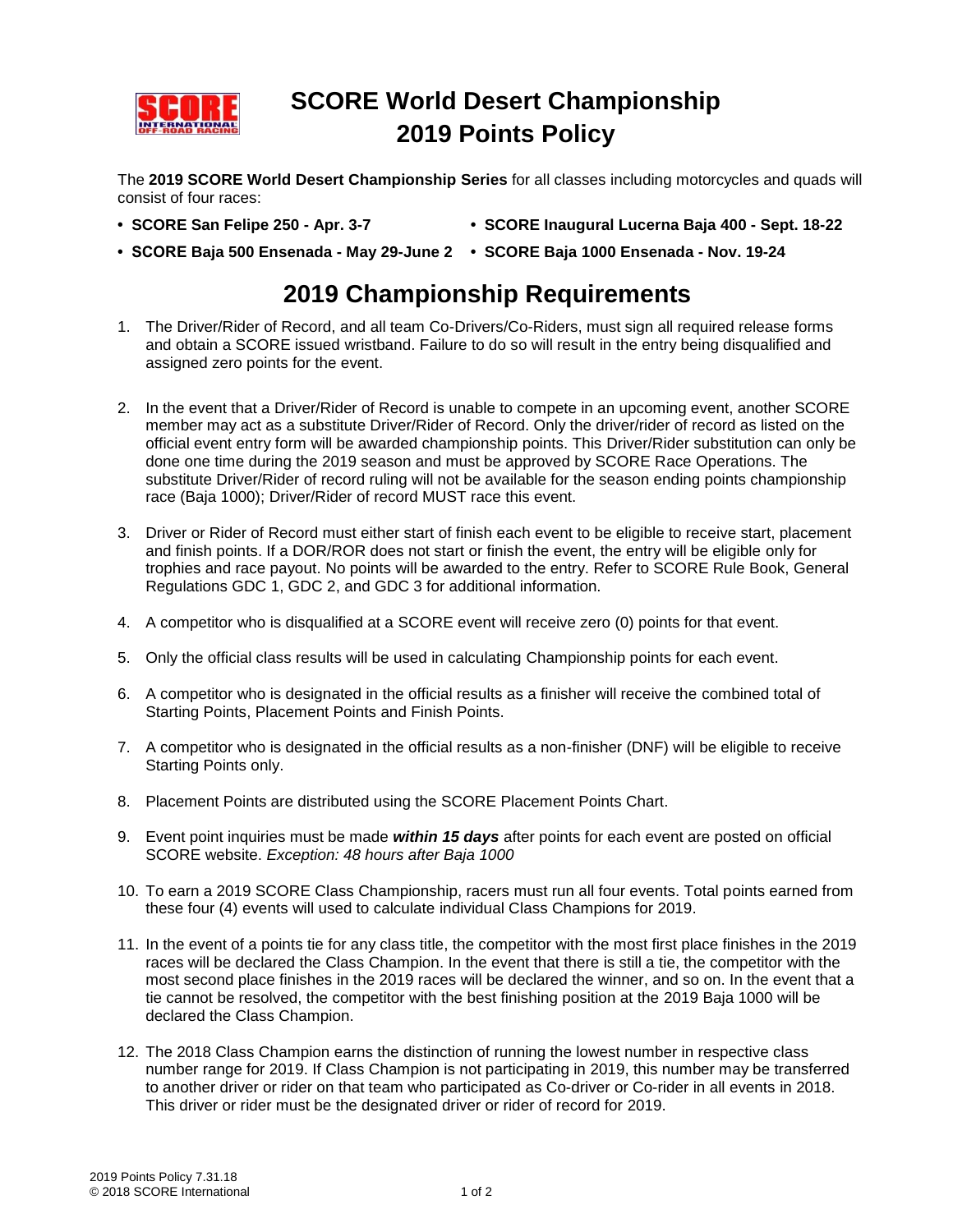# SCORE World Desert Championship 2019 Points Policy

The **2019 SCORE World Desert Championship Series** for all classes including motorcycles and quads will consist of four races:

- **SCORE San Felipe 250 - Apr. 3-7**
- **SCORE Baja 500 Ensenada - May 29-June 2**
- **SCORE Inaugural Lucerna Baja 400 - Sept. 18-22**
- **SCORE Baja 1000 Ensenada - Nov. 19-24**

## 2019 Championship Requirements

1. The Driver/Rider of Record, and all team Co-Drivers/Co-Riders, must sign all required release forms and obtain a SCORE issued wristband. Failure to do so will result in the entry being disqualified and assigned zero points for the event.

2. In the event that a Driver/Rider of Record is unable to compete in an upcoming event, another SCORE member may act as a substitute Driver/Rider of Record. Only the driver/rider of record as listed on the official event entry form will be awarded championship points. This Driver/Rider substitution can only be done one time during the 2019 season and must be approved by SCORE Race Operations. The substitute Driver/Rider of record ruling will not be available for the season ending points championship race (Baja 1000); Driver/Rider of record MUST race this event.

3. Driver or Rider of Record must either start of finish each event to be eligible to receive start, placement and finish points. If a DOR/ROR does not start or finish the event, the entry will be eligible only for trophies and race payout. No points will be awarded to the entry. Refer to SCORE Rule Book, General Regulations GDC 1, GDC 2, and GDC 3 for additional information.

4. A competitor who is disqualified at a SCORE event will receive zero (0) points for that event.

5. Only the official class results will be used in calculating Championship points for each event.

6. A competitor who is designated in the official results as a finisher will receive the combined total of Starting Points, Placement Points and Finish Points.

7. A competitor who is designated in the official results as a non-finisher (DNF) will be eligible to receive Starting Points only.

8. Placement Points are distributed using the SCORE Placement Points Chart.

9. Event point inquiries must be made ***within 15 days*** after points for each event are posted on official SCORE website. *Exception: 48 hours after Baja 1000*

10. To earn a 2019 SCORE Class Championship, racers must run all four events. Total points earned from these four (4) events will used to calculate individual Class Champions for 2019.

11. In the event of a points tie for any class title, the competitor with the most first place finishes in the 2019 races will be declared the Class Champion. In the event that there is still a tie, the competitor with the most second place finishes in the 2019 races will be declared the winner, and so on. In the event that a tie cannot be resolved, the competitor with the best finishing position at the 2019 Baja 1000 will be declared the Class Champion.

12. The 2018 Class Champion earns the distinction of running the lowest number in respective class number range for 2019. If Class Champion is not participating in 2019, this number may be transferred to another driver or rider on that team who participated as Co-driver or Co-rider in all events in 2018. This driver or rider must be the designated driver or rider of record for 2019.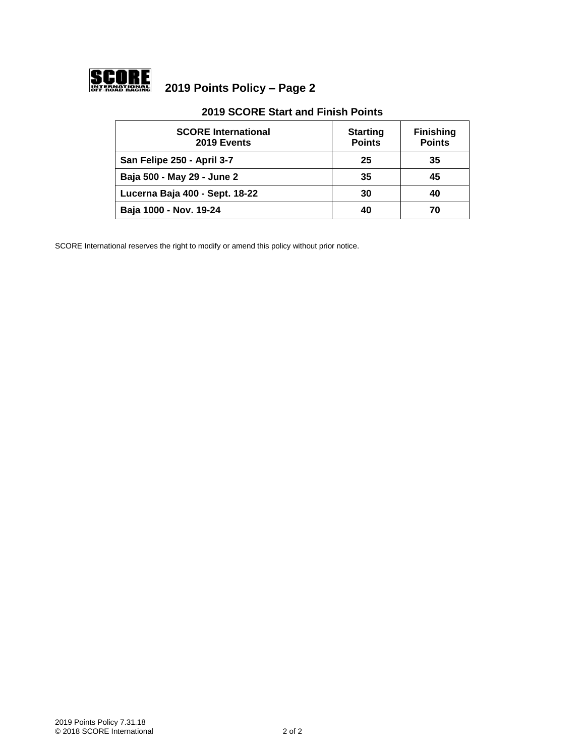# 2019 Points Policy – Page 2

## 2019 SCORE Start and Finish Points

| SCORE International 2019 Events | Starting Points | Finishing Points |
|---|---|---|
| San Felipe 250 - April 3-7 | 25 | 35 |
| Baja 500 - May 29 - June 2 | 35 | 45 |
| Lucerna Baja 400 - Sept. 18-22 | 30 | 40 |
| Baja 1000 - Nov. 19-24 | 40 | 70 |

SCORE International reserves the right to modify or amend this policy without prior notice.